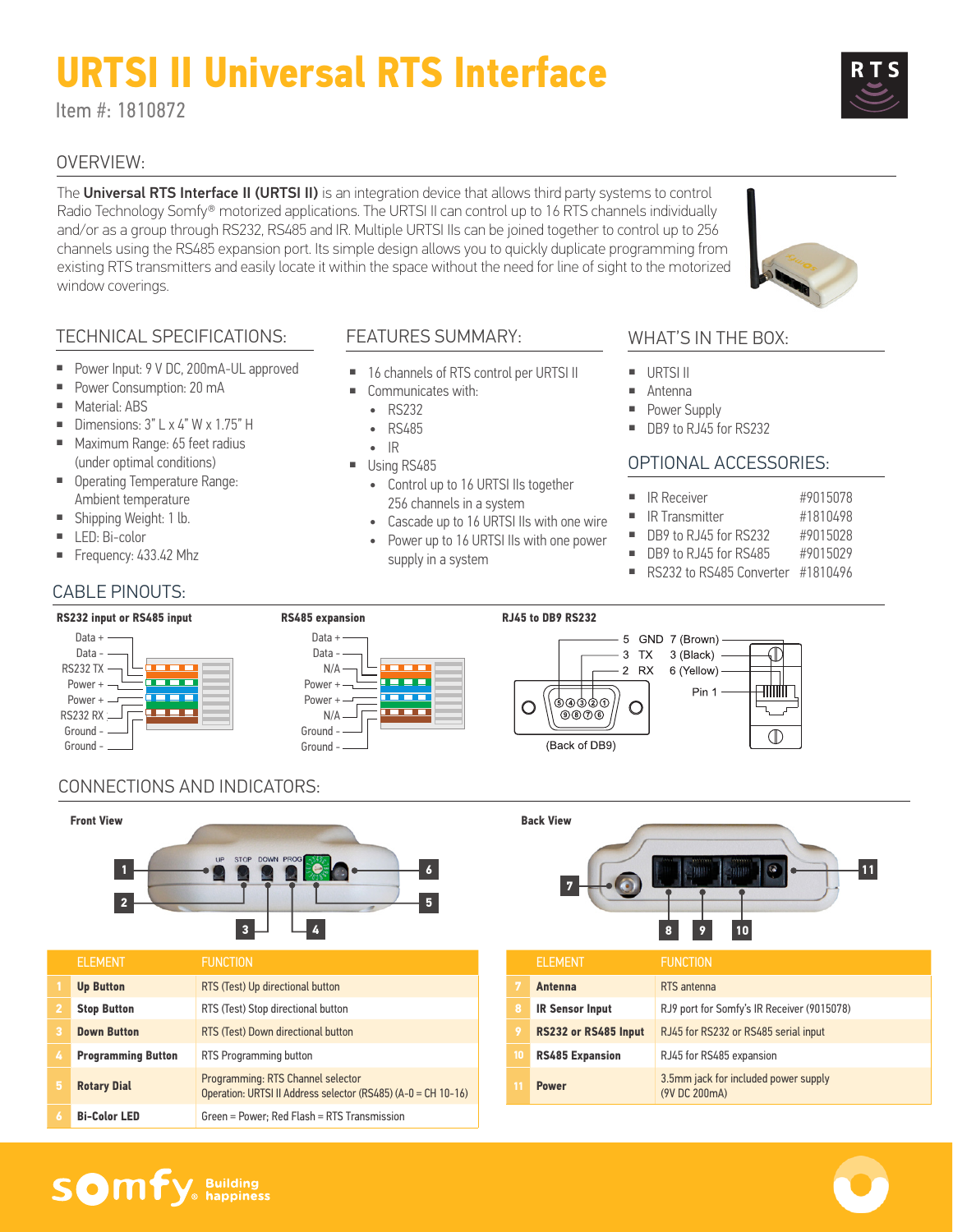# URTSI II Universal RTS Interface

Item #: 1810872

## OVERVIEW:

The **Universal RTS Interface II (URTSI II)** is an integration device that allows third party systems to control Radio Technology Somfy® motorized applications. The URTSI II can control up to 16 RTS channels individually and/or as a group through RS232, RS485 and IR. Multiple URTSI IIs can be joined together to control up to 256 channels using the RS485 expansion port. Its simple design allows you to quickly duplicate programming from existing RTS transmitters and easily locate it within the space without the need for line of sight to the motorized window coverings.

## TECHNICAL SPECIFICATIONS:

- Power Input: 9 V DC, 200mA-UL approved
- Power Consumption: 20 mA
- Material: ABS
- Dimensions: 3" L x 4" W x 1.75" H
- Maximum Range: 65 feet radius (under optimal conditions)
- Operating Temperature Range: Ambient temperature
- Shipping Weight: 1 lb.
- LED: Bi-color
- Frequency: 433.42 Mhz

## FEATURES SUMMARY:

- 16 channels of RTS control per URTSI II
- Communicates with:
  - RS232
  - RS485
  - IR
- Using RS485
  - Control up to 16 URTSI IIs together 256 channels in a system
  - Cascade up to 16 URTSI IIs with one wire
  - Power up to 16 URTSI IIs with one power supply in a system

## WHAT'S IN THE BOX:

- URTSI II
- Antenna
- Power Supply
- DB9 to RJ45 for RS232

## OPTIONAL ACCESSORIES:

| Accessory | Item # |
|---|---|
| IR Receiver | #9015078 |
| IR Transmitter | #1810498 |
| DB9 to RJ45 for RS232 | #9015028 |
| DB9 to RJ45 for RS485 | #9015029 |
| RS232 to RS485 Converter | #1810496 |

## CABLE PINOUTS:

**RS232 input or RS485 input**

Data +, Data -, RS232 TX, Power +, Power +, RS232 RX, Ground -, Ground -

**RS485 expansion**

Data +, Data -, N/A, Power +, Power +, N/A, Ground -, Ground -

**RJ45 to DB9 RS232**

| DB9 | Signal | RJ45 |
|---|---|---|
| 5 | GND | 7 (Brown) |
| 3 | TX | 3 (Black) |
| 2 | RX | 6 (Yellow) |

Pin 1

(Back of DB9)

## CONNECTIONS AND INDICATORS:

**Front View**

| | ELEMENT | FUNCTION |
|---|---|---|
| 1 | **Up Button** | RTS (Test) Up directional button |
| 2 | **Stop Button** | RTS (Test) Stop directional button |
| 3 | **Down Button** | RTS (Test) Down directional button |
| 4 | **Programming Button** | RTS Programming button |
| 5 | **Rotary Dial** | Programming: RTS Channel selector<br>Operation: URTSI II Address selector (RS485) (A-0 = CH 10-16) |
| 6 | **Bi-Color LED** | Green = Power; Red Flash = RTS Transmission |

**Back View**

| | ELEMENT | FUNCTION |
|---|---|---|
| 7 | **Antenna** | RTS antenna |
| 8 | **IR Sensor Input** | RJ9 port for Somfy's IR Receiver (9015078) |
| 9 | **RS232 or RS485 Input** | RJ45 for RS232 or RS485 serial input |
| 10 | **RS485 Expansion** | RJ45 for RS485 expansion |
| 11 | **Power** | 3.5mm jack for included power supply (9V DC 200mA) |

somfy. Building happiness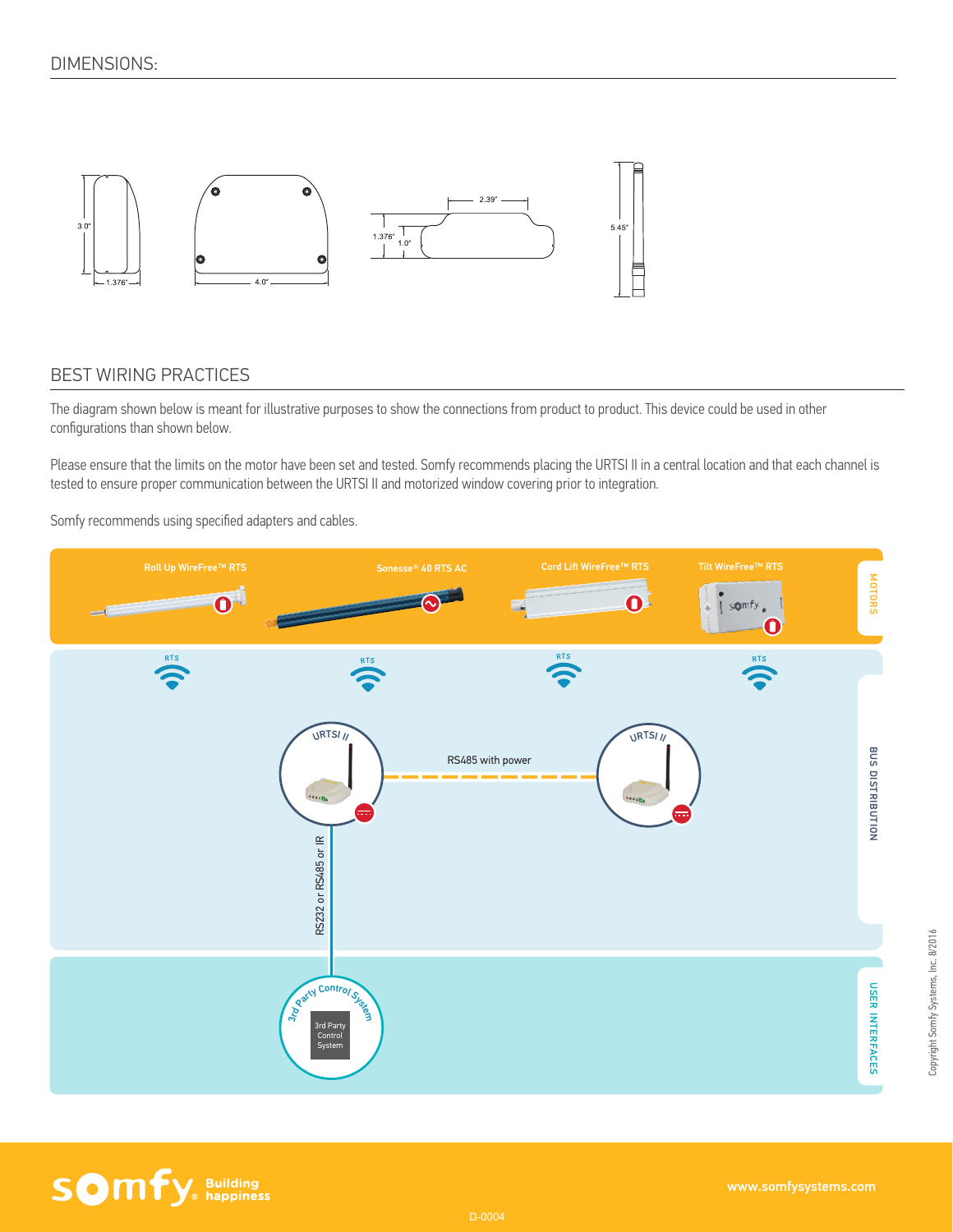## DIMENSIONS:

3.0"
1.376"
4.0"
2.39"
1.376"
1.0"
5.45"

## BEST WIRING PRACTICES

The diagram shown below is meant for illustrative purposes to show the connections from product to product. This device could be used in other configurations than shown below.

Please ensure that the limits on the motor have been set and tested. Somfy recommends placing the URTSI II in a central location and that each channel is tested to ensure proper communication between the URTSI II and motorized window covering prior to integration.

Somfy recommends using specified adapters and cables.

MOTORS

Roll Up WireFree™ RTS

Sonesse® 40 RTS AC

Cord Lift WireFree™ RTS

Tilt WireFree™ RTS

BUS DISTRIBUTION

RTS

RTS

RTS

RTS

URTSI II

RS485 with power

URTSI II

RS232 or RS485 or IR

USER INTERFACES

3rd Party Control System

3rd Party Control System

Copyright Somfy Systems, Inc. 8/2016

somfy. Building happiness

www.somfysystems.com

D-0004